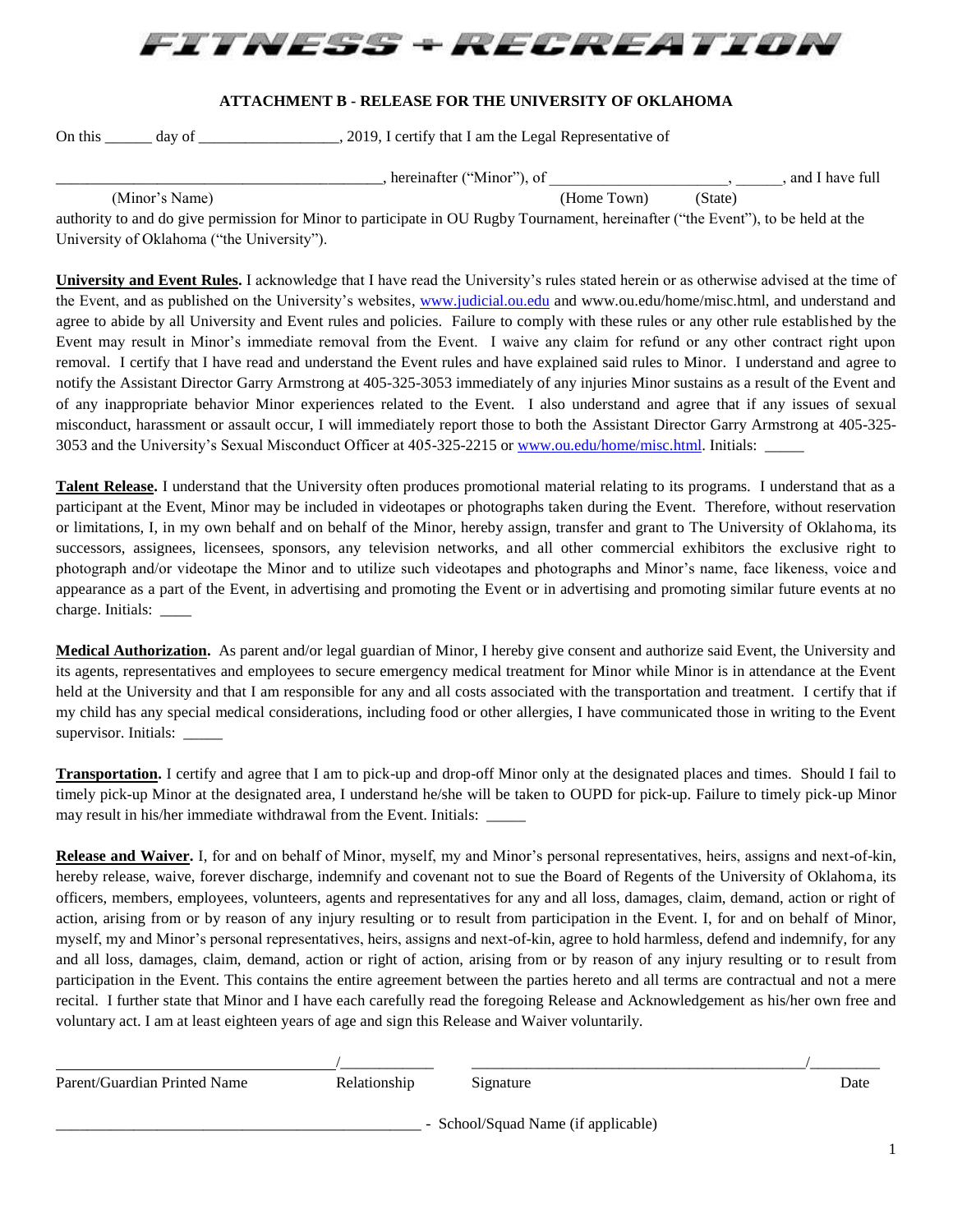# FITNESS + RECREATION

**ATTACHMENT B - RELEASE FOR THE UNIVERSITY OF OKLAHOMA**

On this ______ day of __________________, 2019, I certify that I am the Legal Representative of

___________________________________________, hereinafter ("Minor"), of ______________________, ______, and I have full
(Minor's Name) (Home Town) (State)
authority to and do give permission for Minor to participate in OU Rugby Tournament, hereinafter ("the Event"), to be held at the University of Oklahoma ("the University").

**University and Event Rules.** I acknowledge that I have read the University's rules stated herein or as otherwise advised at the time of the Event, and as published on the University's websites, www.judicial.ou.edu and www.ou.edu/home/misc.html, and understand and agree to abide by all University and Event rules and policies. Failure to comply with these rules or any other rule established by the Event may result in Minor's immediate removal from the Event. I waive any claim for refund or any other contract right upon removal. I certify that I have read and understand the Event rules and have explained said rules to Minor. I understand and agree to notify the Assistant Director Garry Armstrong at 405-325-3053 immediately of any injuries Minor sustains as a result of the Event and of any inappropriate behavior Minor experiences related to the Event. I also understand and agree that if any issues of sexual misconduct, harassment or assault occur, I will immediately report those to both the Assistant Director Garry Armstrong at 405-325-3053 and the University's Sexual Misconduct Officer at 405-325-2215 or www.ou.edu/home/misc.html. Initials: _____

**Talent Release.** I understand that the University often produces promotional material relating to its programs. I understand that as a participant at the Event, Minor may be included in videotapes or photographs taken during the Event. Therefore, without reservation or limitations, I, in my own behalf and on behalf of the Minor, hereby assign, transfer and grant to The University of Oklahoma, its successors, assignees, licensees, sponsors, any television networks, and all other commercial exhibitors the exclusive right to photograph and/or videotape the Minor and to utilize such videotapes and photographs and Minor's name, face likeness, voice and appearance as a part of the Event, in advertising and promoting the Event or in advertising and promoting similar future events at no charge. Initials: ____

**Medical Authorization.** As parent and/or legal guardian of Minor, I hereby give consent and authorize said Event, the University and its agents, representatives and employees to secure emergency medical treatment for Minor while Minor is in attendance at the Event held at the University and that I am responsible for any and all costs associated with the transportation and treatment. I certify that if my child has any special medical considerations, including food or other allergies, I have communicated those in writing to the Event supervisor. Initials: _____

**Transportation.** I certify and agree that I am to pick-up and drop-off Minor only at the designated places and times. Should I fail to timely pick-up Minor at the designated area, I understand he/she will be taken to OUPD for pick-up. Failure to timely pick-up Minor may result in his/her immediate withdrawal from the Event. Initials: _____

**Release and Waiver.** I, for and on behalf of Minor, myself, my and Minor's personal representatives, heirs, assigns and next-of-kin, hereby release, waive, forever discharge, indemnify and covenant not to sue the Board of Regents of the University of Oklahoma, its officers, members, employees, volunteers, agents and representatives for any and all loss, damages, claim, demand, action or right of action, arising from or by reason of any injury resulting or to result from participation in the Event. I, for and on behalf of Minor, myself, my and Minor's personal representatives, heirs, assigns and next-of-kin, agree to hold harmless, defend and indemnify, for any and all loss, damages, claim, demand, action or right of action, arising from or by reason of any injury resulting or to result from participation in the Event. This contains the entire agreement between the parties hereto and all terms are contractual and not a mere recital. I further state that Minor and I have each carefully read the foregoing Release and Acknowledgement as his/her own free and voluntary act. I am at least eighteen years of age and sign this Release and Waiver voluntarily.

___________________________________/____________ ____________________________________________/_________
Parent/Guardian Printed Name Relationship Signature Date

_________________________________________________ - School/Squad Name (if applicable)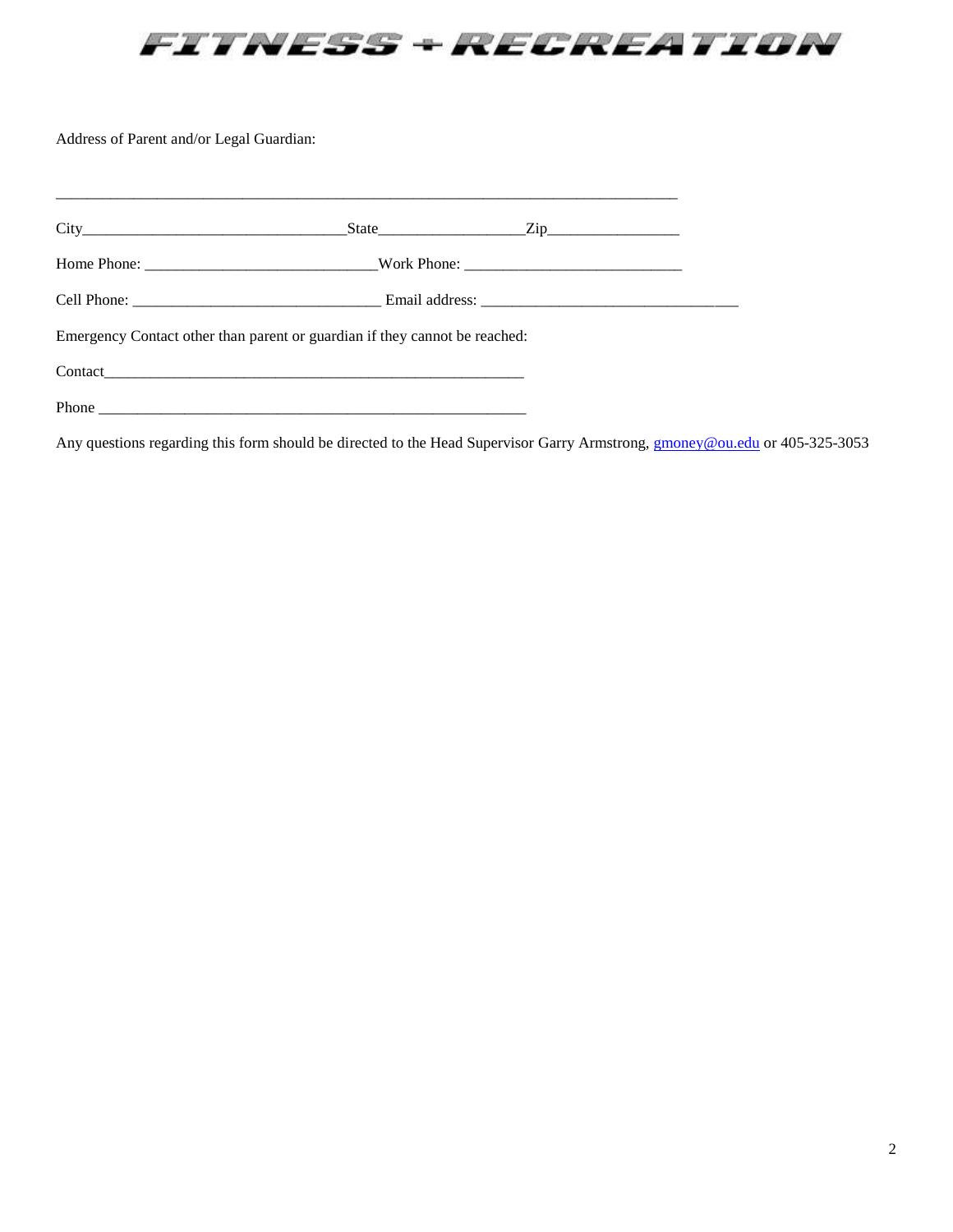Address of Parent and/or Legal Guardian:

\_\_\_\_\_\_\_\_\_\_\_\_\_\_\_\_\_\_\_\_\_\_\_\_\_\_\_\_\_\_\_\_\_\_\_\_\_\_\_\_\_\_\_\_\_\_\_\_\_\_\_\_\_\_\_\_\_\_\_\_\_\_\_\_\_\_\_\_\_\_\_\_\_\_\_\_\_\_

City\_\_\_\_\_\_\_\_\_\_\_\_\_\_\_\_\_\_\_\_\_\_\_\_\_\_\_\_\_\_\_\_\_\_State\_\_\_\_\_\_\_\_\_\_\_\_\_\_\_\_\_\_Zip\_\_\_\_\_\_\_\_\_\_\_\_\_\_\_\_\_

Home Phone: \_\_\_\_\_\_\_\_\_\_\_\_\_\_\_\_\_\_\_\_\_\_\_\_\_\_\_\_\_\_Work Phone: \_\_\_\_\_\_\_\_\_\_\_\_\_\_\_\_\_\_\_\_\_\_\_\_\_\_\_\_

Cell Phone: \_\_\_\_\_\_\_\_\_\_\_\_\_\_\_\_\_\_\_\_\_\_\_\_\_\_\_\_\_\_\_\_ Email address: \_\_\_\_\_\_\_\_\_\_\_\_\_\_\_\_\_\_\_\_\_\_\_\_\_\_\_\_\_\_\_\_\_

Emergency Contact other than parent or guardian if they cannot be reached:

Contact\_\_\_\_\_\_\_\_\_\_\_\_\_\_\_\_\_\_\_\_\_\_\_\_\_\_\_\_\_\_\_\_\_\_\_\_\_\_\_\_\_\_\_\_\_\_\_\_\_\_\_\_\_\_\_\_

Phone \_\_\_\_\_\_\_\_\_\_\_\_\_\_\_\_\_\_\_\_\_\_\_\_\_\_\_\_\_\_\_\_\_\_\_\_\_\_\_\_\_\_\_\_\_\_\_\_\_\_\_\_\_\_\_\_\_

Any questions regarding this form should be directed to the Head Supervisor Garry Armstrong, gmoney@ou.edu or 405-325-3053